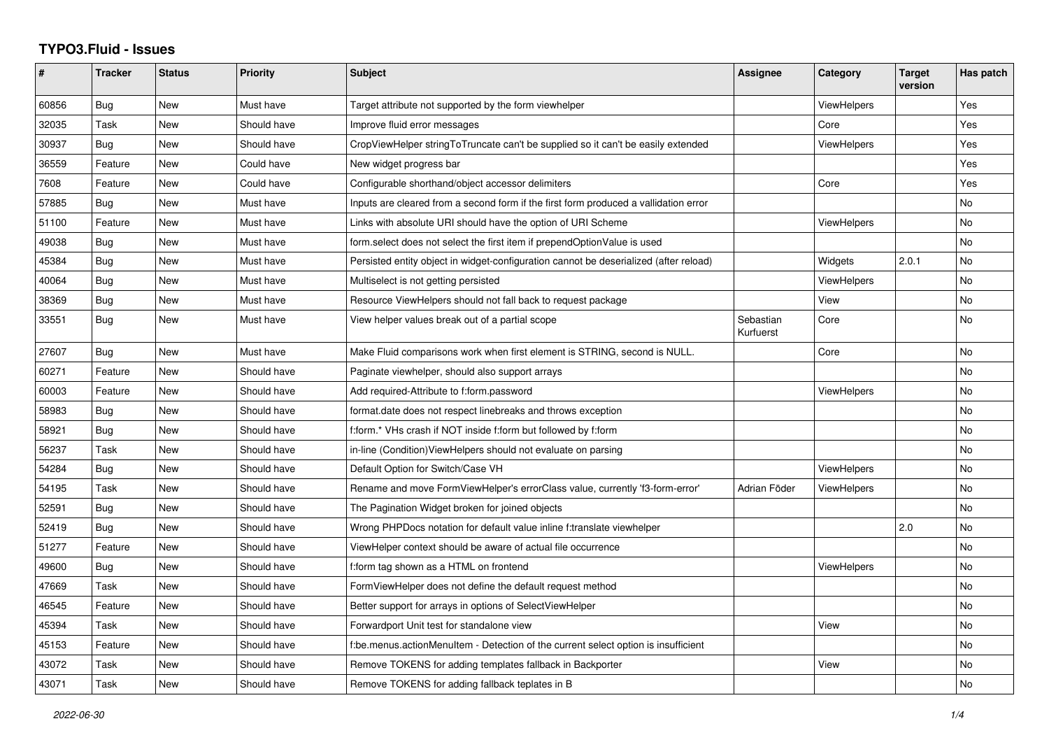# TYPO3.Fluid - Issues

| # | Tracker | Status | Priority | Subject | Assignee | Category | Target version | Has patch |
|---|---|---|---|---|---|---|---|---|
| 60856 | Bug | New | Must have | Target attribute not supported by the form viewhelper | | ViewHelpers | | Yes |
| 32035 | Task | New | Should have | Improve fluid error messages | | Core | | Yes |
| 30937 | Bug | New | Should have | CropViewHelper stringToTruncate can't be supplied so it can't be easily extended | | ViewHelpers | | Yes |
| 36559 | Feature | New | Could have | New widget progress bar | | | | Yes |
| 7608 | Feature | New | Could have | Configurable shorthand/object accessor delimiters | | Core | | Yes |
| 57885 | Bug | New | Must have | Inputs are cleared from a second form if the first form produced a vallidation error | | | | No |
| 51100 | Feature | New | Must have | Links with absolute URI should have the option of URI Scheme | | ViewHelpers | | No |
| 49038 | Bug | New | Must have | form.select does not select the first item if prependOptionValue is used | | | | No |
| 45384 | Bug | New | Must have | Persisted entity object in widget-configuration cannot be deserialized (after reload) | | Widgets | 2.0.1 | No |
| 40064 | Bug | New | Must have | Multiselect is not getting persisted | | ViewHelpers | | No |
| 38369 | Bug | New | Must have | Resource ViewHelpers should not fall back to request package | | View | | No |
| 33551 | Bug | New | Must have | View helper values break out of a partial scope | Sebastian Kurfuerst | Core | | No |
| 27607 | Bug | New | Must have | Make Fluid comparisons work when first element is STRING, second is NULL. | | Core | | No |
| 60271 | Feature | New | Should have | Paginate viewhelper, should also support arrays | | | | No |
| 60003 | Feature | New | Should have | Add required-Attribute to f:form.password | | ViewHelpers | | No |
| 58983 | Bug | New | Should have | format.date does not respect linebreaks and throws exception | | | | No |
| 58921 | Bug | New | Should have | f:form.* VHs crash if NOT inside f:form but followed by f:form | | | | No |
| 56237 | Task | New | Should have | in-line (Condition)ViewHelpers should not evaluate on parsing | | | | No |
| 54284 | Bug | New | Should have | Default Option for Switch/Case VH | | ViewHelpers | | No |
| 54195 | Task | New | Should have | Rename and move FormViewHelper's errorClass value, currently 'f3-form-error' | Adrian Föder | ViewHelpers | | No |
| 52591 | Bug | New | Should have | The Pagination Widget broken for joined objects | | | | No |
| 52419 | Bug | New | Should have | Wrong PHPDocs notation for default value inline f:translate viewhelper | | | 2.0 | No |
| 51277 | Feature | New | Should have | ViewHelper context should be aware of actual file occurrence | | | | No |
| 49600 | Bug | New | Should have | f:form tag shown as a HTML on frontend | | ViewHelpers | | No |
| 47669 | Task | New | Should have | FormViewHelper does not define the default request method | | | | No |
| 46545 | Feature | New | Should have | Better support for arrays in options of SelectViewHelper | | | | No |
| 45394 | Task | New | Should have | Forwardport Unit test for standalone view | | View | | No |
| 45153 | Feature | New | Should have | f:be.menus.actionMenuItem - Detection of the current select option is insufficient | | | | No |
| 43072 | Task | New | Should have | Remove TOKENS for adding templates fallback in Backporter | | View | | No |
| 43071 | Task | New | Should have | Remove TOKENS for adding fallback teplates in B | | | | No |

2022-06-30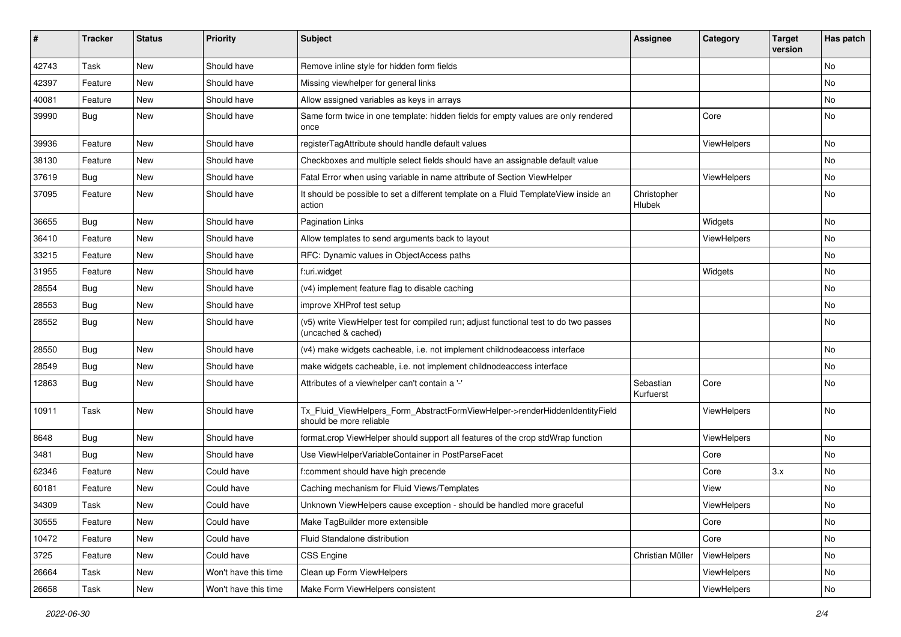| # | Tracker | Status | Priority | Subject | Assignee | Category | Target version | Has patch |
|---|---|---|---|---|---|---|---|---|
| 42743 | Task | New | Should have | Remove inline style for hidden form fields | | | | No |
| 42397 | Feature | New | Should have | Missing viewhelper for general links | | | | No |
| 40081 | Feature | New | Should have | Allow assigned variables as keys in arrays | | | | No |
| 39990 | Bug | New | Should have | Same form twice in one template: hidden fields for empty values are only rendered once | | Core | | No |
| 39936 | Feature | New | Should have | registerTagAttribute should handle default values | | ViewHelpers | | No |
| 38130 | Feature | New | Should have | Checkboxes and multiple select fields should have an assignable default value | | | | No |
| 37619 | Bug | New | Should have | Fatal Error when using variable in name attribute of Section ViewHelper | | ViewHelpers | | No |
| 37095 | Feature | New | Should have | It should be possible to set a different template on a Fluid TemplateView inside an action | Christopher Hlubek | | | No |
| 36655 | Bug | New | Should have | Pagination Links | | Widgets | | No |
| 36410 | Feature | New | Should have | Allow templates to send arguments back to layout | | ViewHelpers | | No |
| 33215 | Feature | New | Should have | RFC: Dynamic values in ObjectAccess paths | | | | No |
| 31955 | Feature | New | Should have | f:uri.widget | | Widgets | | No |
| 28554 | Bug | New | Should have | (v4) implement feature flag to disable caching | | | | No |
| 28553 | Bug | New | Should have | improve XHProf test setup | | | | No |
| 28552 | Bug | New | Should have | (v5) write ViewHelper test for compiled run; adjust functional test to do two passes (uncached & cached) | | | | No |
| 28550 | Bug | New | Should have | (v4) make widgets cacheable, i.e. not implement childnodeaccess interface | | | | No |
| 28549 | Bug | New | Should have | make widgets cacheable, i.e. not implement childnodeaccess interface | | | | No |
| 12863 | Bug | New | Should have | Attributes of a viewhelper can't contain a '-' | Sebastian Kurfuerst | Core | | No |
| 10911 | Task | New | Should have | Tx_Fluid_ViewHelpers_Form_AbstractFormViewHelper->renderHiddenIdentityField should be more reliable | | ViewHelpers | | No |
| 8648 | Bug | New | Should have | format.crop ViewHelper should support all features of the crop stdWrap function | | ViewHelpers | | No |
| 3481 | Bug | New | Should have | Use ViewHelperVariableContainer in PostParseFacet | | Core | | No |
| 62346 | Feature | New | Could have | f:comment should have high precende | | Core | 3.x | No |
| 60181 | Feature | New | Could have | Caching mechanism for Fluid Views/Templates | | View | | No |
| 34309 | Task | New | Could have | Unknown ViewHelpers cause exception - should be handled more graceful | | ViewHelpers | | No |
| 30555 | Feature | New | Could have | Make TagBuilder more extensible | | Core | | No |
| 10472 | Feature | New | Could have | Fluid Standalone distribution | | Core | | No |
| 3725 | Feature | New | Could have | CSS Engine | Christian Müller | ViewHelpers | | No |
| 26664 | Task | New | Won't have this time | Clean up Form ViewHelpers | | ViewHelpers | | No |
| 26658 | Task | New | Won't have this time | Make Form ViewHelpers consistent | | ViewHelpers | | No |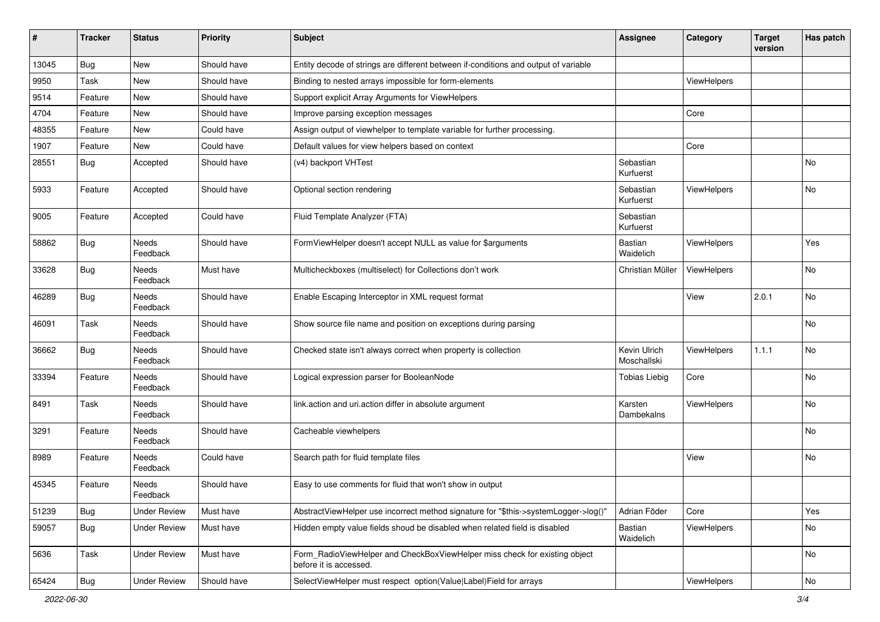| # | Tracker | Status | Priority | Subject | Assignee | Category | Target version | Has patch |
|---|---|---|---|---|---|---|---|---|
| 13045 | Bug | New | Should have | Entity decode of strings are different between if-conditions and output of variable | | | | |
| 9950 | Task | New | Should have | Binding to nested arrays impossible for form-elements | | ViewHelpers | | |
| 9514 | Feature | New | Should have | Support explicit Array Arguments for ViewHelpers | | | | |
| 4704 | Feature | New | Should have | Improve parsing exception messages | | Core | | |
| 48355 | Feature | New | Could have | Assign output of viewhelper to template variable for further processing. | | | | |
| 1907 | Feature | New | Could have | Default values for view helpers based on context | | Core | | |
| 28551 | Bug | Accepted | Should have | (v4) backport VHTest | Sebastian Kurfuerst | | | No |
| 5933 | Feature | Accepted | Should have | Optional section rendering | Sebastian Kurfuerst | ViewHelpers | | No |
| 9005 | Feature | Accepted | Could have | Fluid Template Analyzer (FTA) | Sebastian Kurfuerst | | | |
| 58862 | Bug | Needs Feedback | Should have | FormViewHelper doesn't accept NULL as value for $arguments | Bastian Waidelich | ViewHelpers | | Yes |
| 33628 | Bug | Needs Feedback | Must have | Multicheckboxes (multiselect) for Collections don't work | Christian Müller | ViewHelpers | | No |
| 46289 | Bug | Needs Feedback | Should have | Enable Escaping Interceptor in XML request format | | View | 2.0.1 | No |
| 46091 | Task | Needs Feedback | Should have | Show source file name and position on exceptions during parsing | | | | No |
| 36662 | Bug | Needs Feedback | Should have | Checked state isn't always correct when property is collection | Kevin Ulrich Moschallski | ViewHelpers | 1.1.1 | No |
| 33394 | Feature | Needs Feedback | Should have | Logical expression parser for BooleanNode | Tobias Liebig | Core | | No |
| 8491 | Task | Needs Feedback | Should have | link.action and uri.action differ in absolute argument | Karsten Dambekalns | ViewHelpers | | No |
| 3291 | Feature | Needs Feedback | Should have | Cacheable viewhelpers | | | | No |
| 8989 | Feature | Needs Feedback | Could have | Search path for fluid template files | | View | | No |
| 45345 | Feature | Needs Feedback | Should have | Easy to use comments for fluid that won't show in output | | | | |
| 51239 | Bug | Under Review | Must have | AbstractViewHelper use incorrect method signature for "$this->systemLogger->log()" | Adrian Föder | Core | | Yes |
| 59057 | Bug | Under Review | Must have | Hidden empty value fields shoud be disabled when related field is disabled | Bastian Waidelich | ViewHelpers | | No |
| 5636 | Task | Under Review | Must have | Form_RadioViewHelper and CheckBoxViewHelper miss check for existing object before it is accessed. | | | | No |
| 65424 | Bug | Under Review | Should have | SelectViewHelper must respect option(Value\|Label)Field for arrays | | ViewHelpers | | No |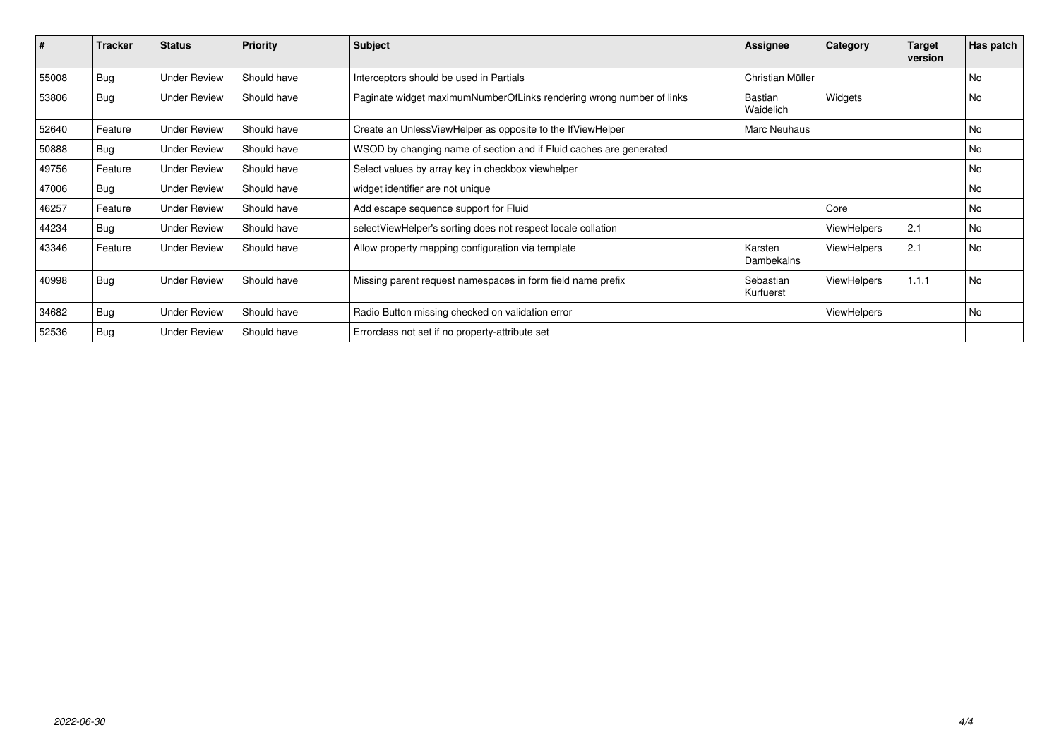| # | Tracker | Status | Priority | Subject | Assignee | Category | Target version | Has patch |
|---|---|---|---|---|---|---|---|---|
| 55008 | Bug | Under Review | Should have | Interceptors should be used in Partials | Christian Müller | | | No |
| 53806 | Bug | Under Review | Should have | Paginate widget maximumNumberOfLinks rendering wrong number of links | Bastian Waidelich | Widgets | | No |
| 52640 | Feature | Under Review | Should have | Create an UnlessViewHelper as opposite to the IfViewHelper | Marc Neuhaus | | | No |
| 50888 | Bug | Under Review | Should have | WSOD by changing name of section and if Fluid caches are generated | | | | No |
| 49756 | Feature | Under Review | Should have | Select values by array key in checkbox viewhelper | | | | No |
| 47006 | Bug | Under Review | Should have | widget identifier are not unique | | | | No |
| 46257 | Feature | Under Review | Should have | Add escape sequence support for Fluid | | Core | | No |
| 44234 | Bug | Under Review | Should have | selectViewHelper's sorting does not respect locale collation | | ViewHelpers | 2.1 | No |
| 43346 | Feature | Under Review | Should have | Allow property mapping configuration via template | Karsten Dambekalns | ViewHelpers | 2.1 | No |
| 40998 | Bug | Under Review | Should have | Missing parent request namespaces in form field name prefix | Sebastian Kurfuerst | ViewHelpers | 1.1.1 | No |
| 34682 | Bug | Under Review | Should have | Radio Button missing checked on validation error | | ViewHelpers | | No |
| 52536 | Bug | Under Review | Should have | Errorclass not set if no property-attribute set | | | | |

*2022-06-30*